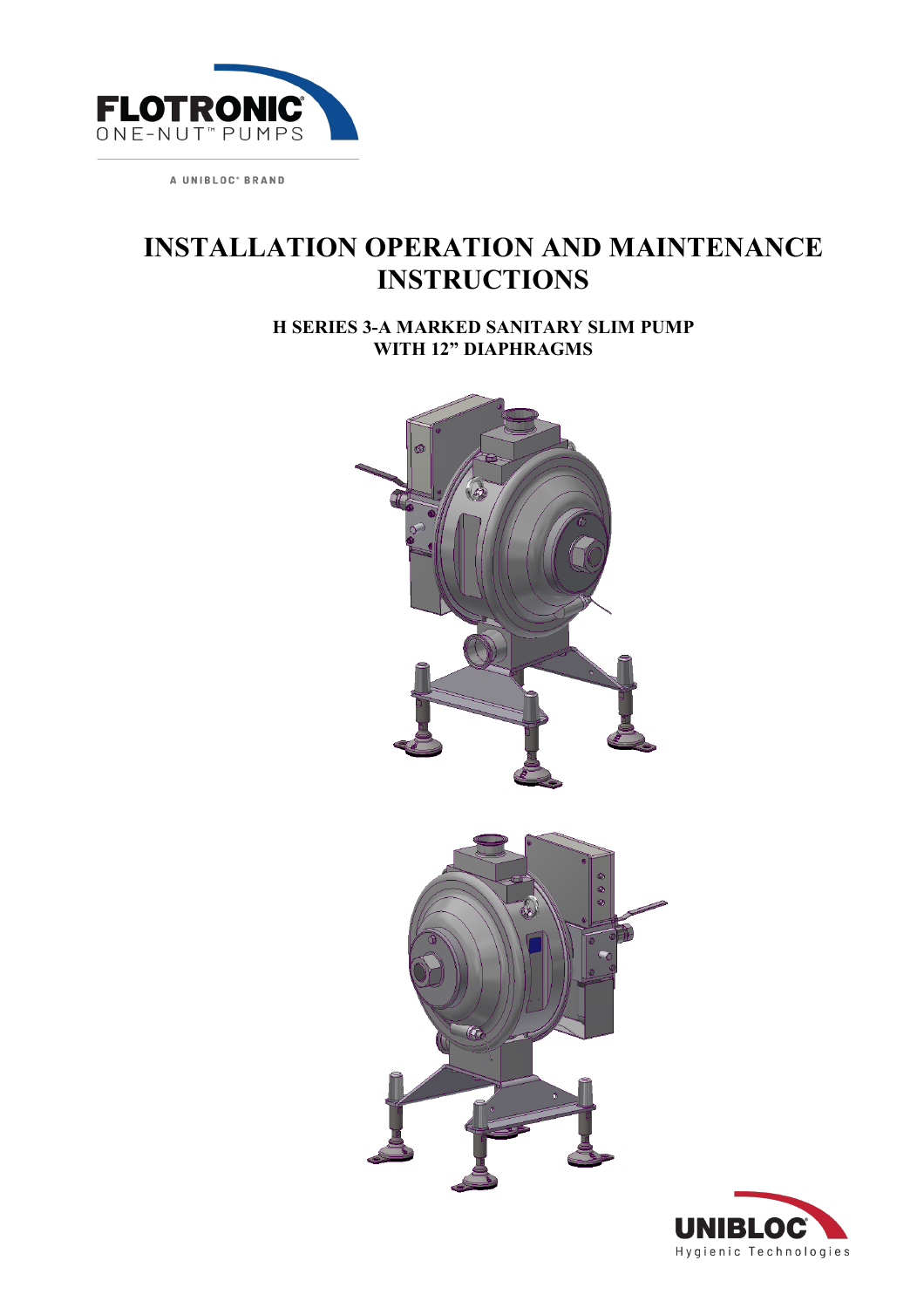FLOTRONIC®
ONE-NUT™ PUMPS

A UNIBLOC® BRAND

# INSTALLATION OPERATION AND MAINTENANCE INSTRUCTIONS

**H SERIES 3-A MARKED SANITARY SLIM PUMP WITH 12" DIAPHRAGMS**

UNIBLOC®
Hygienic Technologies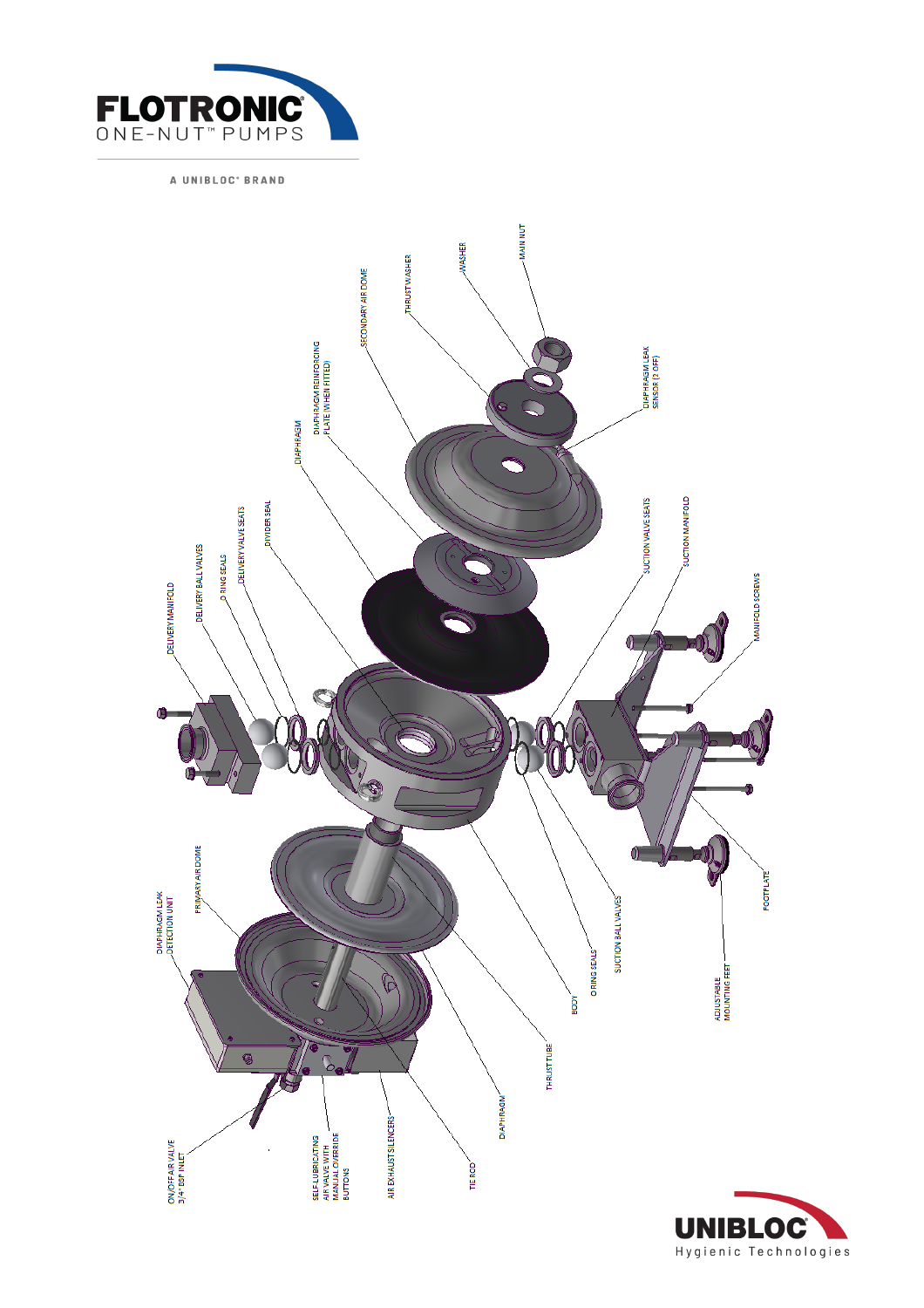FLOTRONIC
ONE-NUT™ PUMPS

A UNIBLOC® BRAND

MAIN NUT

WASHER

THRUST WASHER

SECONDARY AIR DOME

DIAPHRAGM REINFORCING PLATE (WHEN FITTED)

DIAPHRAGM

DIVIDER SEAL

DELIVERY VALVE SEATS

O RING SEALS

DELIVERY BALL VALVES

DELIVERY MANIFOLD

DIAPHRAGM LEAK SENSOR (2 OFF)

SUCTION VALVE SEATS

SUCTION MANIFOLD

MANIFOLD SCREWS

FOOTPLATE

ADJUSTABLE MOUNTING FEET

SUCTION BALL VALVES

O RING SEALS

BODY

THRUST TUBE

DIAPHRAGM

TIE ROD

AIR EXHAUST SILENCERS

SELF-LUBRICATING AIR VALVE WITH MANUAL OVERRIDE BUTTONS

ON/OFF AIR VALVE 3/4" BSP INLET

DIAPHRAGM LEAK DETECTION UNIT

PRIMARY AIR DOME

UNIBLOC®
Hygienic Technologies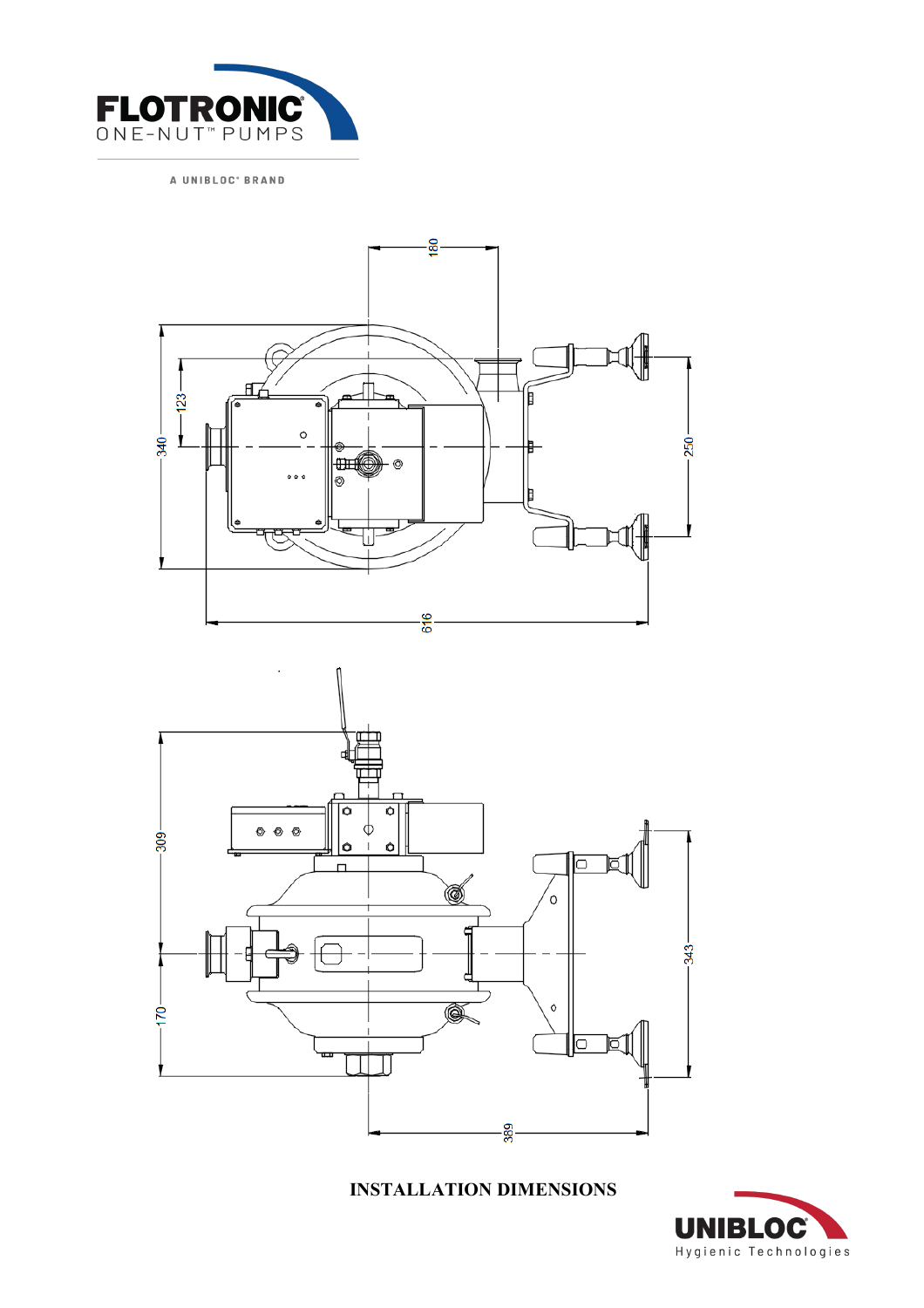**INSTALLATION DIMENSIONS**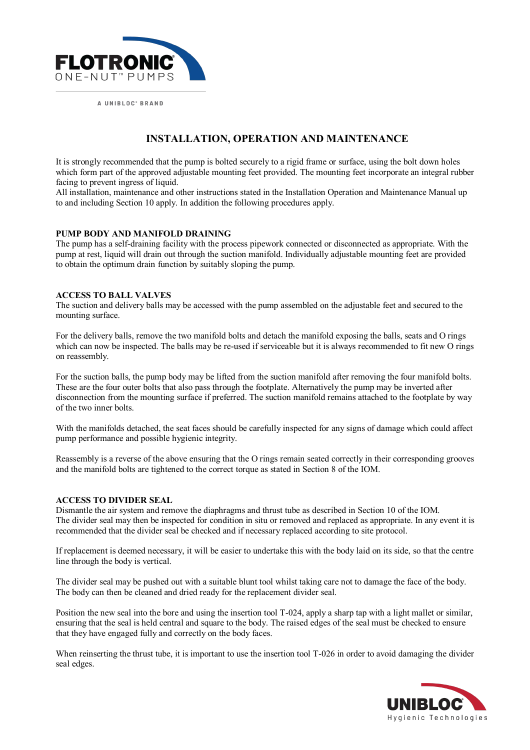# INSTALLATION, OPERATION AND MAINTENANCE

It is strongly recommended that the pump is bolted securely to a rigid frame or surface, using the bolt down holes which form part of the approved adjustable mounting feet provided. The mounting feet incorporate an integral rubber facing to prevent ingress of liquid.
All installation, maintenance and other instructions stated in the Installation Operation and Maintenance Manual up to and including Section 10 apply. In addition the following procedures apply.

## PUMP BODY AND MANIFOLD DRAINING

The pump has a self-draining facility with the process pipework connected or disconnected as appropriate. With the pump at rest, liquid will drain out through the suction manifold. Individually adjustable mounting feet are provided to obtain the optimum drain function by suitably sloping the pump.

## ACCESS TO BALL VALVES

The suction and delivery balls may be accessed with the pump assembled on the adjustable feet and secured to the mounting surface.

For the delivery balls, remove the two manifold bolts and detach the manifold exposing the balls, seats and O rings which can now be inspected. The balls may be re-used if serviceable but it is always recommended to fit new O rings on reassembly.

For the suction balls, the pump body may be lifted from the suction manifold after removing the four manifold bolts. These are the four outer bolts that also pass through the footplate. Alternatively the pump may be inverted after disconnection from the mounting surface if preferred. The suction manifold remains attached to the footplate by way of the two inner bolts.

With the manifolds detached, the seat faces should be carefully inspected for any signs of damage which could affect pump performance and possible hygienic integrity.

Reassembly is a reverse of the above ensuring that the O rings remain seated correctly in their corresponding grooves and the manifold bolts are tightened to the correct torque as stated in Section 8 of the IOM.

## ACCESS TO DIVIDER SEAL

Dismantle the air system and remove the diaphragms and thrust tube as described in Section 10 of the IOM.
The divider seal may then be inspected for condition in situ or removed and replaced as appropriate. In any event it is recommended that the divider seal be checked and if necessary replaced according to site protocol.

If replacement is deemed necessary, it will be easier to undertake this with the body laid on its side, so that the centre line through the body is vertical.

The divider seal may be pushed out with a suitable blunt tool whilst taking care not to damage the face of the body. The body can then be cleaned and dried ready for the replacement divider seal.

Position the new seal into the bore and using the insertion tool T-024, apply a sharp tap with a light mallet or similar, ensuring that the seal is held central and square to the body. The raised edges of the seal must be checked to ensure that they have engaged fully and correctly on the body faces.

When reinserting the thrust tube, it is important to use the insertion tool T-026 in order to avoid damaging the divider seal edges.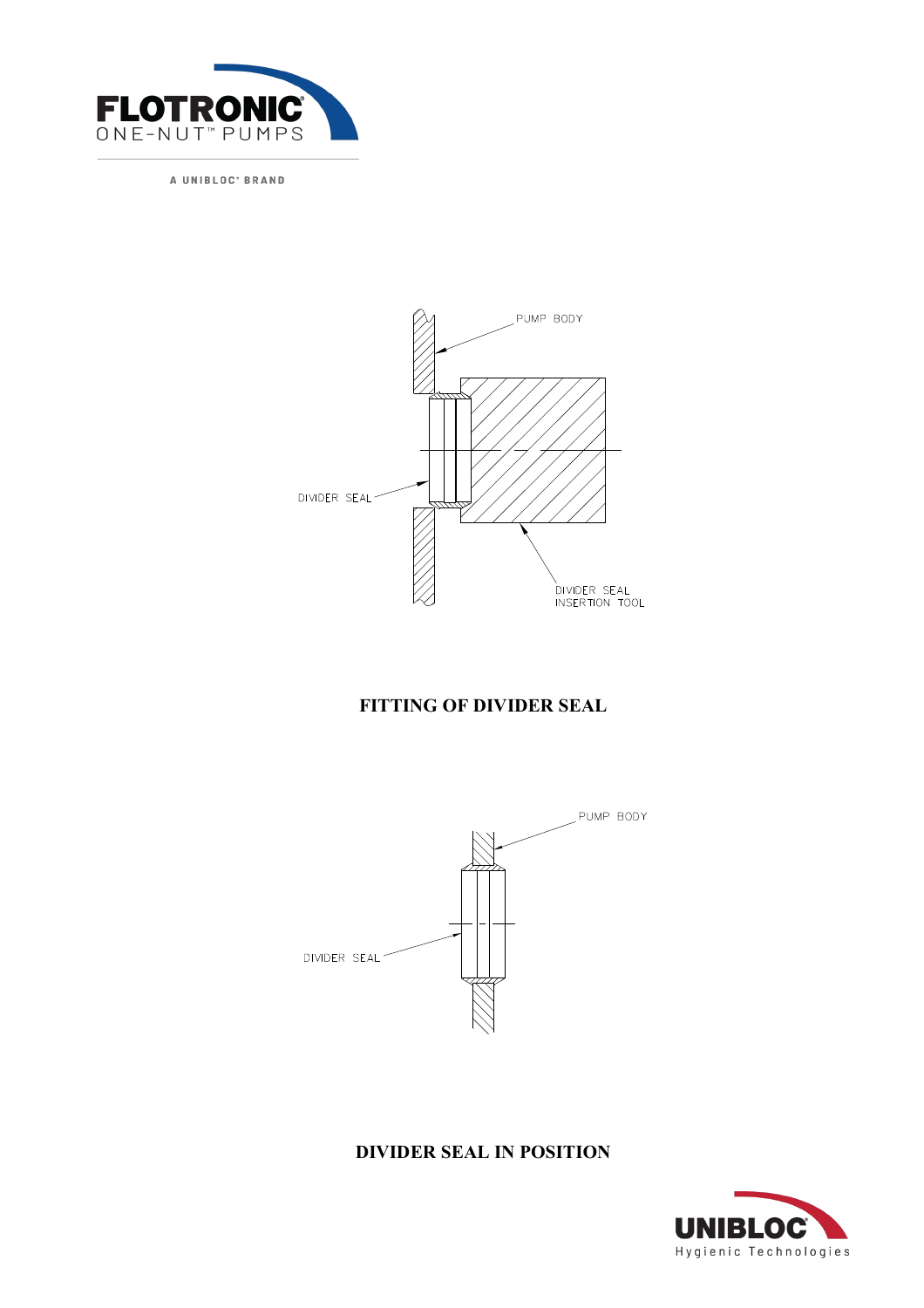PUMP BODY

DIVIDER SEAL

DIVIDER SEAL INSERTION TOOL

**FITTING OF DIVIDER SEAL**

PUMP BODY

DIVIDER SEAL

**DIVIDER SEAL IN POSITION**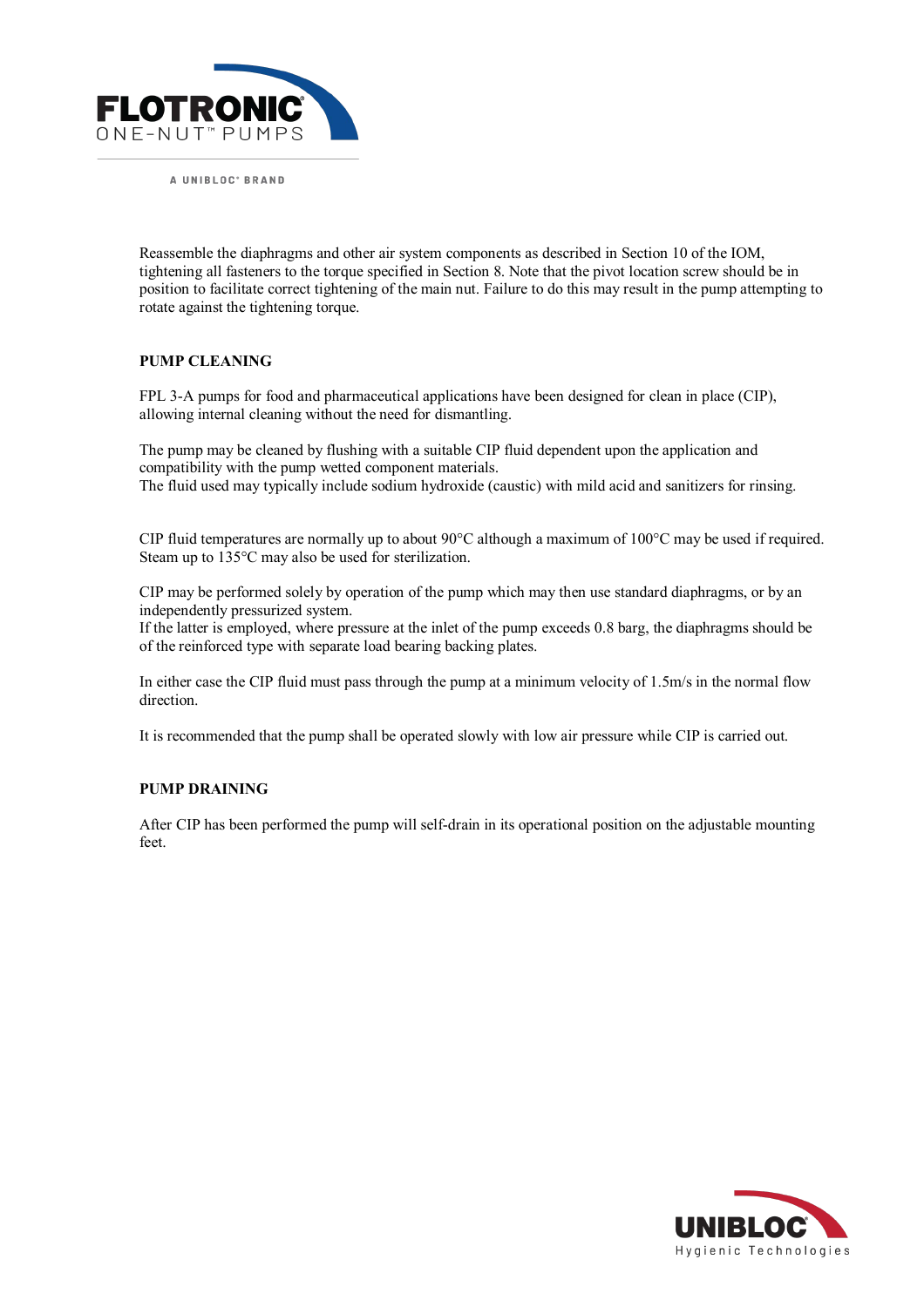Reassemble the diaphragms and other air system components as described in Section 10 of the IOM, tightening all fasteners to the torque specified in Section 8. Note that the pivot location screw should be in position to facilitate correct tightening of the main nut. Failure to do this may result in the pump attempting to rotate against the tightening torque.

## PUMP CLEANING

FPL 3-A pumps for food and pharmaceutical applications have been designed for clean in place (CIP), allowing internal cleaning without the need for dismantling.

The pump may be cleaned by flushing with a suitable CIP fluid dependent upon the application and compatibility with the pump wetted component materials.
The fluid used may typically include sodium hydroxide (caustic) with mild acid and sanitizers for rinsing.

CIP fluid temperatures are normally up to about 90°C although a maximum of 100°C may be used if required. Steam up to 135°C may also be used for sterilization.

CIP may be performed solely by operation of the pump which may then use standard diaphragms, or by an independently pressurized system.
If the latter is employed, where pressure at the inlet of the pump exceeds 0.8 barg, the diaphragms should be of the reinforced type with separate load bearing backing plates.

In either case the CIP fluid must pass through the pump at a minimum velocity of 1.5m/s in the normal flow direction.

It is recommended that the pump shall be operated slowly with low air pressure while CIP is carried out.

## PUMP DRAINING

After CIP has been performed the pump will self-drain in its operational position on the adjustable mounting feet.